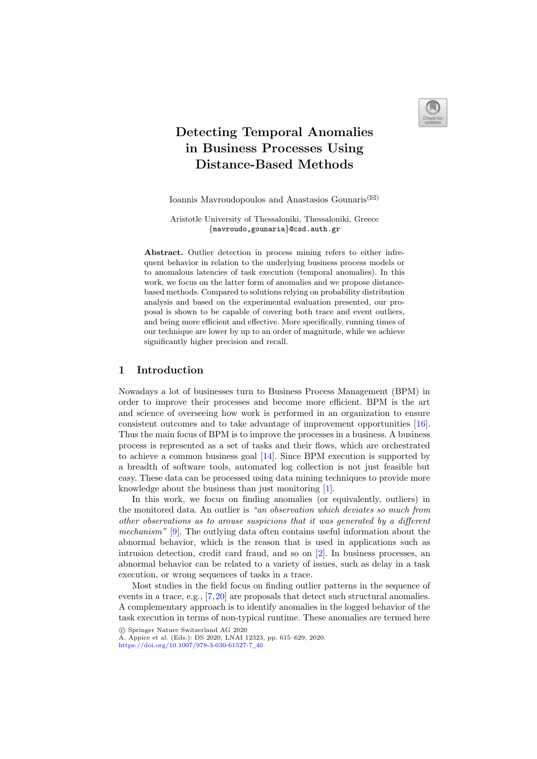# Detecting Temporal Anomalies in Business Processes Using Distance-Based Methods

Ioannis Mavroudopoulos and Anastasios Gounaris(✉)

Aristotle University of Thessaloniki, Thessaloniki, Greece
{mavroudo,gounaria}@csd.auth.gr

**Abstract.** Outlier detection in process mining refers to either infrequent behavior in relation to the underlying business process models or to anomalous latencies of task execution (temporal anomalies). In this work, we focus on the latter form of anomalies and we propose distance-based methods. Compared to solutions relying on probability distribution analysis and based on the experimental evaluation presented, our proposal is shown to be capable of covering both trace and event outliers, and being more efficient and effective. More specifically, running times of our technique are lower by up to an order of magnitude, while we achieve significantly higher precision and recall.

## 1 Introduction

Nowadays a lot of businesses turn to Business Process Management (BPM) in order to improve their processes and become more efficient. BPM is the art and science of overseeing how work is performed in an organization to ensure consistent outcomes and to take advantage of improvement opportunities [16]. Thus the main focus of BPM is to improve the processes in a business. A business process is represented as a set of tasks and their flows, which are orchestrated to achieve a common business goal [14]. Since BPM execution is supported by a breadth of software tools, automated log collection is not just feasible but easy. These data can be processed using data mining techniques to provide more knowledge about the business than just monitoring [1].

In this work, we focus on finding anomalies (or equivalently, outliers) in the monitored data. An outlier is *"an observation which deviates so much from other observations as to arouse suspicions that it was generated by a different mechanism"* [9]. The outlying data often contains useful information about the abnormal behavior, which is the reason that is used in applications such as intrusion detection, credit card fraud, and so on [2]. In business processes, an abnormal behavior can be related to a variety of issues, such as delay in a task execution, or wrong sequences of tasks in a trace.

Most studies in the field focus on finding outlier patterns in the sequence of events in a trace, e.g., [7,20] are proposals that detect such structural anomalies. A complementary approach is to identify anomalies in the logged behavior of the task execution in terms of non-typical runtime. These anomalies are termed here

© Springer Nature Switzerland AG 2020
A. Appice et al. (Eds.): DS 2020, LNAI 12323, pp. 615–629, 2020.
https://doi.org/10.1007/978-3-030-61527-7_40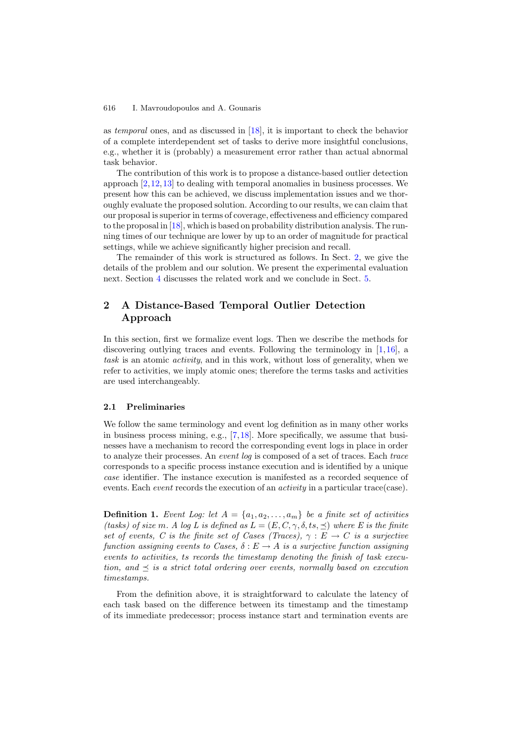as *temporal* ones, and as discussed in [18], it is important to check the behavior of a complete interdependent set of tasks to derive more insightful conclusions, e.g., whether it is (probably) a measurement error rather than actual abnormal task behavior.

The contribution of this work is to propose a distance-based outlier detection approach [2,12,13] to dealing with temporal anomalies in business processes. We present how this can be achieved, we discuss implementation issues and we thoroughly evaluate the proposed solution. According to our results, we can claim that our proposal is superior in terms of coverage, effectiveness and efficiency compared to the proposal in [18], which is based on probability distribution analysis. The running times of our technique are lower by up to an order of magnitude for practical settings, while we achieve significantly higher precision and recall.

The remainder of this work is structured as follows. In Sect. 2, we give the details of the problem and our solution. We present the experimental evaluation next. Section 4 discusses the related work and we conclude in Sect. 5.

## 2 A Distance-Based Temporal Outlier Detection Approach

In this section, first we formalize event logs. Then we describe the methods for discovering outlying traces and events. Following the terminology in [1,16], a *task* is an atomic *activity*, and in this work, without loss of generality, when we refer to activities, we imply atomic ones; therefore the terms tasks and activities are used interchangeably.

### 2.1 Preliminaries

We follow the same terminology and event log definition as in many other works in business process mining, e.g., [7,18]. More specifically, we assume that businesses have a mechanism to record the corresponding event logs in place in order to analyze their processes. An *event log* is composed of a set of traces. Each *trace* corresponds to a specific process instance execution and is identified by a unique *case* identifier. The instance execution is manifested as a recorded sequence of events. Each *event* records the execution of an *activity* in a particular trace(case).

**Definition 1.** *Event Log: let $A = \{a_1, a_2, \ldots, a_m\}$ be a finite set of activities (tasks) of size $m$. A log $L$ is defined as $L = (E, C, \gamma, \delta, ts, \preceq)$ where $E$ is the finite set of events, $C$ is the finite set of Cases (Traces), $\gamma : E \rightarrow C$ is a surjective function assigning events to Cases, $\delta : E \rightarrow A$ is a surjective function assigning events to activities, $ts$ records the timestamp denoting the finish of task execution, and $\preceq$ is a strict total ordering over events, normally based on execution timestamps.*

From the definition above, it is straightforward to calculate the latency of each task based on the difference between its timestamp and the timestamp of its immediate predecessor; process instance start and termination events are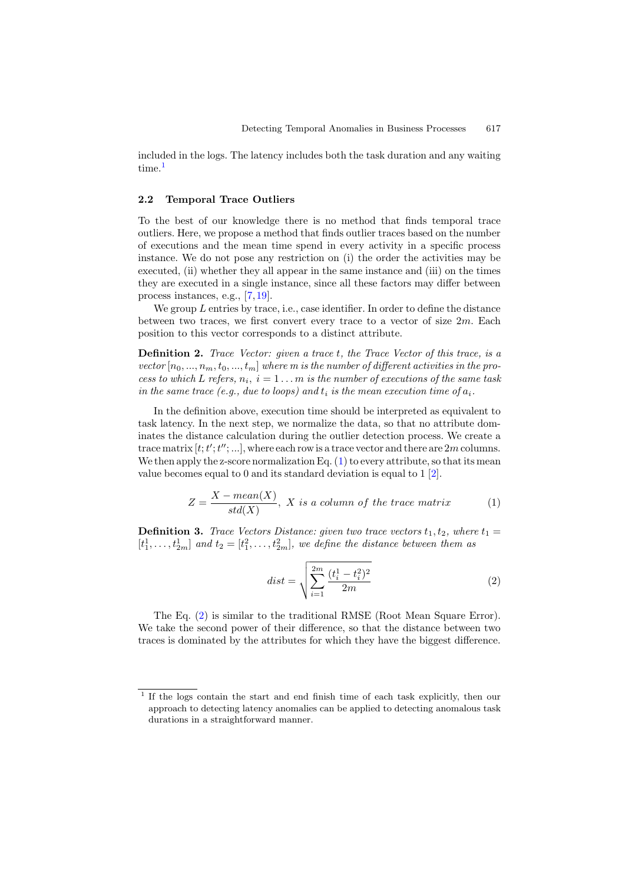included in the logs. The latency includes both the task duration and any waiting time.[1]

### 2.2 Temporal Trace Outliers

To the best of our knowledge there is no method that finds temporal trace outliers. Here, we propose a method that finds outlier traces based on the number of executions and the mean time spend in every activity in a specific process instance. We do not pose any restriction on (i) the order the activities may be executed, (ii) whether they all appear in the same instance and (iii) on the times they are executed in a single instance, since all these factors may differ between process instances, e.g., [7,19].

We group $L$ entries by trace, i.e., case identifier. In order to define the distance between two traces, we first convert every trace to a vector of size $2m$. Each position to this vector corresponds to a distinct attribute.

**Definition 2.** *Trace Vector: given a trace $t$, the Trace Vector of this trace, is a vector $[n_0, ..., n_m, t_0, ..., t_m]$ where $m$ is the number of different activities in the process to which $L$ refers, $n_i$, $i = 1 \dots m$ is the number of executions of the same task in the same trace (e.g., due to loops) and $t_i$ is the mean execution time of $a_i$.*

In the definition above, execution time should be interpreted as equivalent to task latency. In the next step, we normalize the data, so that no attribute dominates the distance calculation during the outlier detection process. We create a trace matrix $[t; t'; t''; ...]$, where each row is a trace vector and there are $2m$ columns. We then apply the z-score normalization Eq. (1) to every attribute, so that its mean value becomes equal to 0 and its standard deviation is equal to 1 [2].

$$Z = \frac{X - mean(X)}{std(X)},\ X \text{ is a column of the trace matrix} \tag{1}$$

**Definition 3.** *Trace Vectors Distance: given two trace vectors $t_1, t_2$, where $t_1 = [t_1^1, \dots, t_{2m}^1]$ and $t_2 = [t_1^2, \dots, t_{2m}^2]$, we define the distance between them as*

$$dist = \sqrt{\sum_{i=1}^{2m} \frac{(t_i^1 - t_i^2)^2}{2m}} \tag{2}$$

The Eq. (2) is similar to the traditional RMSE (Root Mean Square Error). We take the second power of their difference, so that the distance between two traces is dominated by the attributes for which they have the biggest difference.

---

[1] If the logs contain the start and end finish time of each task explicitly, then our approach to detecting latency anomalies can be applied to detecting anomalous task durations in a straightforward manner.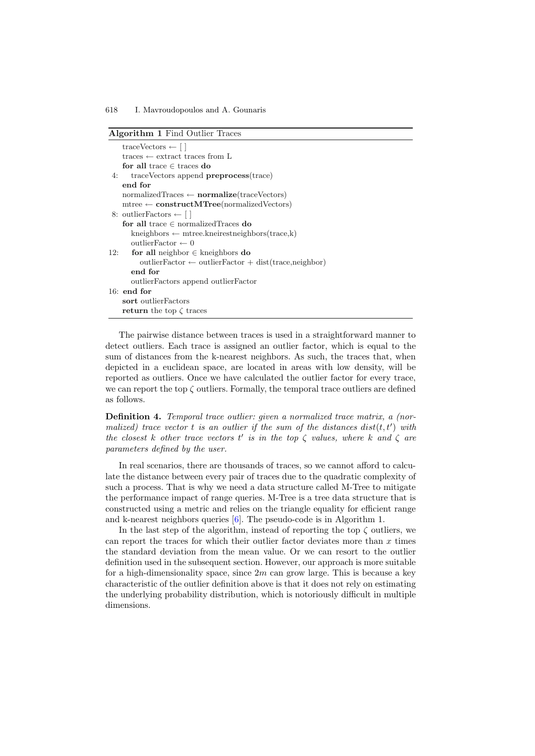**Algorithm 1** Find Outlier Traces

```
    traceVectors ← [ ]
    traces ← extract traces from L
    for all trace ∈ traces do
 4:    traceVectors append preprocess(trace)
    end for
    normalizedTraces ← normalize(traceVectors)
    mtree ← constructMTree(normalizedVectors)
 8: outlierFactors ← [ ]
    for all trace ∈ normalizedTraces do
       kneighbors ← mtree.kneirestneighbors(trace,k)
       outlierFactor ← 0
12:    for all neighbor ∈ kneighbors do
          outlierFactor ← outlierFactor + dist(trace,neighbor)
       end for
       outlierFactors append outlierFactor
16: end for
    sort outlierFactors
    return the top ζ traces
```

The pairwise distance between traces is used in a straightforward manner to detect outliers. Each trace is assigned an outlier factor, which is equal to the sum of distances from the k-nearest neighbors. As such, the traces that, when depicted in a euclidean space, are located in areas with low density, will be reported as outliers. Once we have calculated the outlier factor for every trace, we can report the top $\zeta$ outliers. Formally, the temporal trace outliers are defined as follows.

**Definition 4.** *Temporal trace outlier: given a normalized trace matrix, a (normalized) trace vector $t$ is an outlier if the sum of the distances $dist(t, t')$ with the closest $k$ other trace vectors $t'$ is in the top $\zeta$ values, where $k$ and $\zeta$ are parameters defined by the user.*

In real scenarios, there are thousands of traces, so we cannot afford to calculate the distance between every pair of traces due to the quadratic complexity of such a process. That is why we need a data structure called M-Tree to mitigate the performance impact of range queries. M-Tree is a tree data structure that is constructed using a metric and relies on the triangle equality for efficient range and k-nearest neighbors queries [6]. The pseudo-code is in Algorithm 1.

In the last step of the algorithm, instead of reporting the top $\zeta$ outliers, we can report the traces for which their outlier factor deviates more than $x$ times the standard deviation from the mean value. Or we can resort to the outlier definition used in the subsequent section. However, our approach is more suitable for a high-dimensionality space, since $2m$ can grow large. This is because a key characteristic of the outlier definition above is that it does not rely on estimating the underlying probability distribution, which is notoriously difficult in multiple dimensions.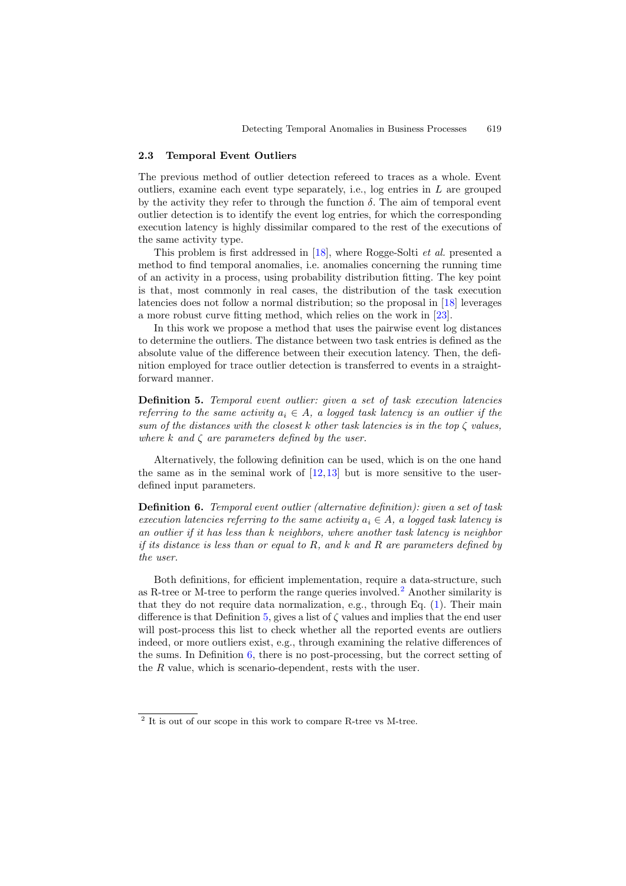### 2.3 Temporal Event Outliers

The previous method of outlier detection refereed to traces as a whole. Event outliers, examine each event type separately, i.e., log entries in $L$ are grouped by the activity they refer to through the function $\delta$. The aim of temporal event outlier detection is to identify the event log entries, for which the corresponding execution latency is highly dissimilar compared to the rest of the executions of the same activity type.

This problem is first addressed in [18], where Rogge-Solti *et al.* presented a method to find temporal anomalies, i.e. anomalies concerning the running time of an activity in a process, using probability distribution fitting. The key point is that, most commonly in real cases, the distribution of the task execution latencies does not follow a normal distribution; so the proposal in [18] leverages a more robust curve fitting method, which relies on the work in [23].

In this work we propose a method that uses the pairwise event log distances to determine the outliers. The distance between two task entries is defined as the absolute value of the difference between their execution latency. Then, the definition employed for trace outlier detection is transferred to events in a straightforward manner.

**Definition 5.** *Temporal event outlier: given a set of task execution latencies referring to the same activity $a_i \in A$, a logged task latency is an outlier if the sum of the distances with the closest $k$ other task latencies is in the top $\zeta$ values, where $k$ and $\zeta$ are parameters defined by the user.*

Alternatively, the following definition can be used, which is on the one hand the same as in the seminal work of [12,13] but is more sensitive to the user-defined input parameters.

**Definition 6.** *Temporal event outlier (alternative definition): given a set of task execution latencies referring to the same activity $a_i \in A$, a logged task latency is an outlier if it has less than $k$ neighbors, where another task latency is neighbor if its distance is less than or equal to $R$, and $k$ and $R$ are parameters defined by the user.*

Both definitions, for efficient implementation, require a data-structure, such as R-tree or M-tree to perform the range queries involved.[2] Another similarity is that they do not require data normalization, e.g., through Eq. (1). Their main difference is that Definition 5, gives a list of $\zeta$ values and implies that the end user will post-process this list to check whether all the reported events are outliers indeed, or more outliers exist, e.g., through examining the relative differences of the sums. In Definition 6, there is no post-processing, but the correct setting of the $R$ value, which is scenario-dependent, rests with the user.

---

[2] It is out of our scope in this work to compare R-tree vs M-tree.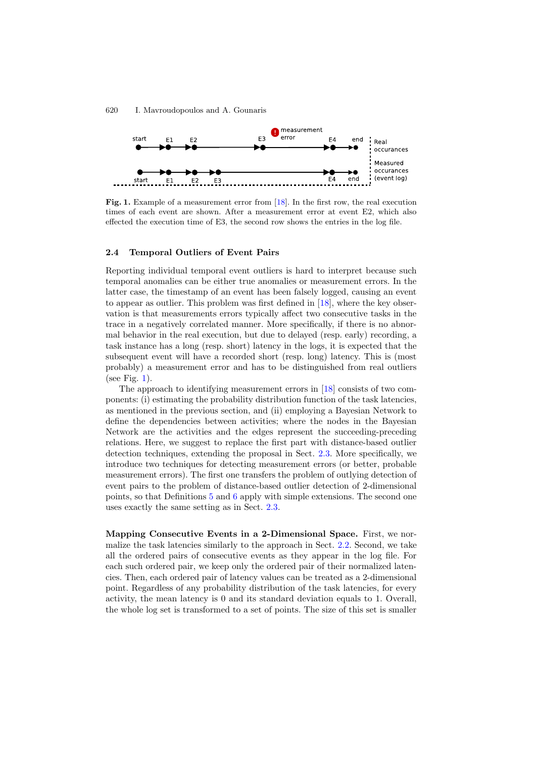**Fig. 1.** Example of a measurement error from [18]. In the first row, the real execution times of each event are shown. After a measurement error at event E2, which also effected the execution time of E3, the second row shows the entries in the log file.

### 2.4 Temporal Outliers of Event Pairs

Reporting individual temporal event outliers is hard to interpret because such temporal anomalies can be either true anomalies or measurement errors. In the latter case, the timestamp of an event has been falsely logged, causing an event to appear as outlier. This problem was first defined in [18], where the key observation is that measurements errors typically affect two consecutive tasks in the trace in a negatively correlated manner. More specifically, if there is no abnormal behavior in the real execution, but due to delayed (resp. early) recording, a task instance has a long (resp. short) latency in the logs, it is expected that the subsequent event will have a recorded short (resp. long) latency. This is (most probably) a measurement error and has to be distinguished from real outliers (see Fig. 1).

The approach to identifying measurement errors in [18] consists of two components: (i) estimating the probability distribution function of the task latencies, as mentioned in the previous section, and (ii) employing a Bayesian Network to define the dependencies between activities; where the nodes in the Bayesian Network are the activities and the edges represent the succeeding-preceding relations. Here, we suggest to replace the first part with distance-based outlier detection techniques, extending the proposal in Sect. 2.3. More specifically, we introduce two techniques for detecting measurement errors (or better, probable measurement errors). The first one transfers the problem of outlying detection of event pairs to the problem of distance-based outlier detection of 2-dimensional points, so that Definitions 5 and 6 apply with simple extensions. The second one uses exactly the same setting as in Sect. 2.3.

**Mapping Consecutive Events in a 2-Dimensional Space.** First, we normalize the task latencies similarly to the approach in Sect. 2.2. Second, we take all the ordered pairs of consecutive events as they appear in the log file. For each such ordered pair, we keep only the ordered pair of their normalized latencies. Then, each ordered pair of latency values can be treated as a 2-dimensional point. Regardless of any probability distribution of the task latencies, for every activity, the mean latency is 0 and its standard deviation equals to 1. Overall, the whole log set is transformed to a set of points. The size of this set is smaller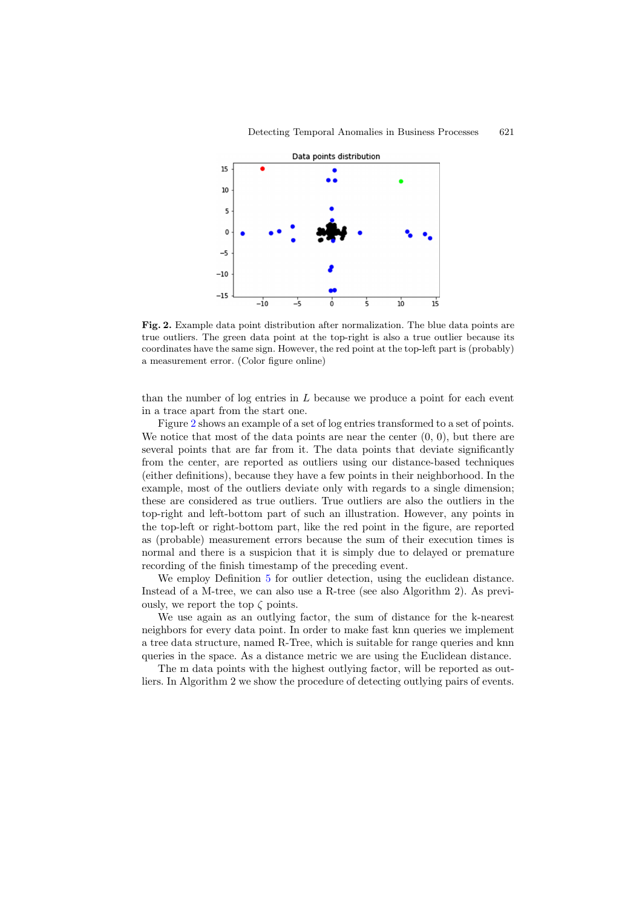Data points distribution

15
10
5
0
−5
−10
−15

−10 −5 0 5 10 15

**Fig. 2.** Example data point distribution after normalization. The blue data points are true outliers. The green data point at the top-right is also a true outlier because its coordinates have the same sign. However, the red point at the top-left part is (probably) a measurement error. (Color figure online)

than the number of log entries in $L$ because we produce a point for each event in a trace apart from the start one.

Figure 2 shows an example of a set of log entries transformed to a set of points. We notice that most of the data points are near the center (0, 0), but there are several points that are far from it. The data points that deviate significantly from the center, are reported as outliers using our distance-based techniques (either definitions), because they have a few points in their neighborhood. In the example, most of the outliers deviate only with regards to a single dimension; these are considered as true outliers. True outliers are also the outliers in the top-right and left-bottom part of such an illustration. However, any points in the top-left or right-bottom part, like the red point in the figure, are reported as (probable) measurement errors because the sum of their execution times is normal and there is a suspicion that it is simply due to delayed or premature recording of the finish timestamp of the preceding event.

We employ Definition 5 for outlier detection, using the euclidean distance. Instead of a M-tree, we can also use a R-tree (see also Algorithm 2). As previously, we report the top $\zeta$ points.

We use again as an outlying factor, the sum of distance for the k-nearest neighbors for every data point. In order to make fast knn queries we implement a tree data structure, named R-Tree, which is suitable for range queries and knn queries in the space. As a distance metric we are using the Euclidean distance.

The m data points with the highest outlying factor, will be reported as outliers. In Algorithm 2 we show the procedure of detecting outlying pairs of events.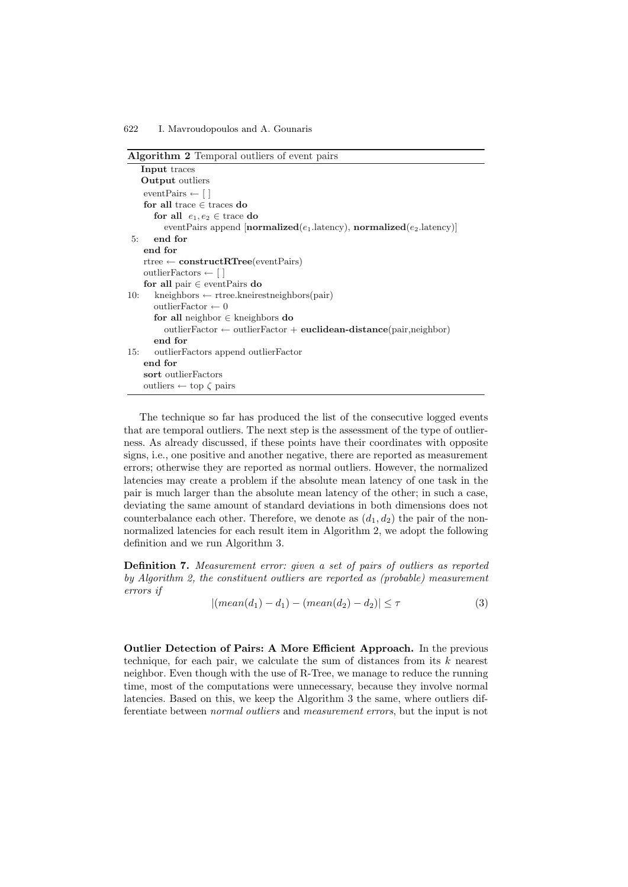**Algorithm 2** Temporal outliers of event pairs

```
    Input traces
    Output outliers
    eventPairs ← [ ]
    for all trace ∈ traces do
       for all e1, e2 ∈ trace do
          eventPairs append [normalized(e1.latency), normalized(e2.latency)]
 5:    end for
    end for
    rtree ← constructRTree(eventPairs)
    outlierFactors ← [ ]
    for all pair ∈ eventPairs do
10:    kneighbors ← rtree.kneirestneighbors(pair)
       outlierFactor ← 0
       for all neighbor ∈ kneighbors do
          outlierFactor ← outlierFactor + euclidean-distance(pair,neighbor)
       end for
15:    outlierFactors append outlierFactor
    end for
    sort outlierFactors
    outliers ← top ζ pairs
```

The technique so far has produced the list of the consecutive logged events that are temporal outliers. The next step is the assessment of the type of outlierness. As already discussed, if these points have their coordinates with opposite signs, i.e., one positive and another negative, there are reported as measurement errors; otherwise they are reported as normal outliers. However, the normalized latencies may create a problem if the absolute mean latency of one task in the pair is much larger than the absolute mean latency of the other; in such a case, deviating the same amount of standard deviations in both dimensions does not counterbalance each other. Therefore, we denote as $(d_1, d_2)$ the pair of the non-normalized latencies for each result item in Algorithm 2, we adopt the following definition and we run Algorithm 3.

**Definition 7.** *Measurement error: given a set of pairs of outliers as reported by Algorithm 2, the constituent outliers are reported as (probable) measurement errors if*

$$|(mean(d_1) - d_1) - (mean(d_2) - d_2)| \leq \tau \tag{3}$$

**Outlier Detection of Pairs: A More Efficient Approach.** In the previous technique, for each pair, we calculate the sum of distances from its $k$ nearest neighbor. Even though with the use of R-Tree, we manage to reduce the running time, most of the computations were unnecessary, because they involve normal latencies. Based on this, we keep the Algorithm 3 the same, where outliers differentiate between *normal outliers* and *measurement errors*, but the input is not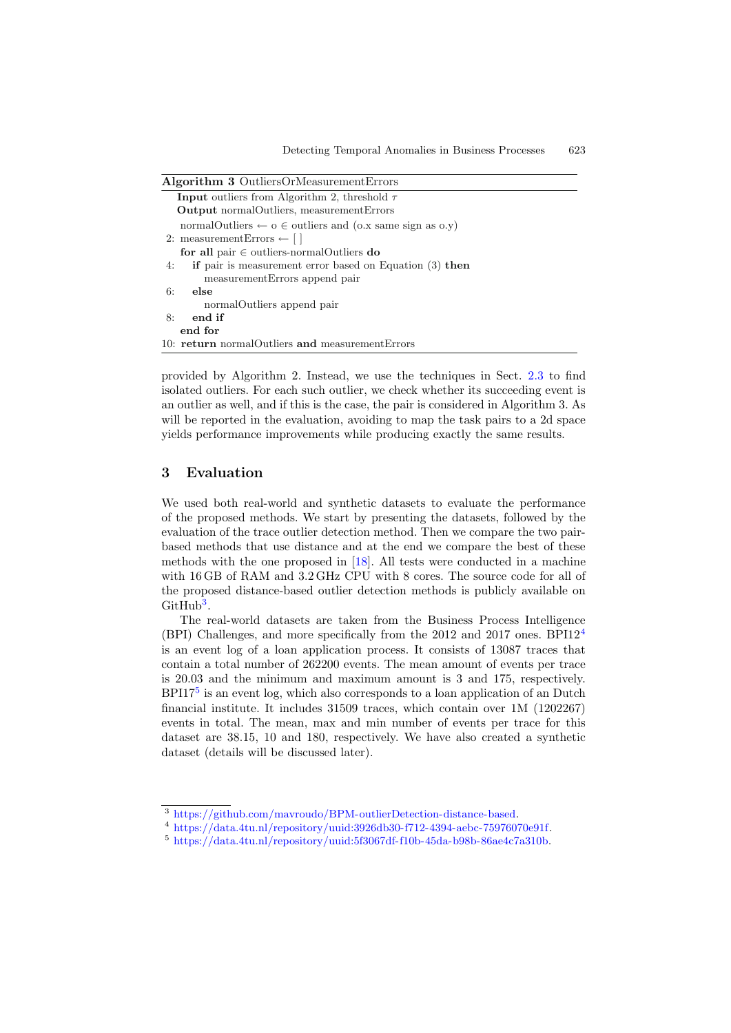**Algorithm 3** OutliersOrMeasurementErrors

```
    Input outliers from Algorithm 2, threshold τ
    Output normalOutliers, measurementErrors
    normalOutliers ← o ∈ outliers and (o.x same sign as o.y)
 2: measurementErrors ← [ ]
    for all pair ∈ outliers-normalOutliers do
 4:    if pair is measurement error based on Equation (3) then
           measurementErrors append pair
 6:    else
           normalOutliers append pair
 8:    end if
    end for
10: return normalOutliers and measurementErrors
```

provided by Algorithm 2. Instead, we use the techniques in Sect. 2.3 to find isolated outliers. For each such outlier, we check whether its succeeding event is an outlier as well, and if this is the case, the pair is considered in Algorithm 3. As will be reported in the evaluation, avoiding to map the task pairs to a 2d space yields performance improvements while producing exactly the same results.

## 3 Evaluation

We used both real-world and synthetic datasets to evaluate the performance of the proposed methods. We start by presenting the datasets, followed by the evaluation of the trace outlier detection method. Then we compare the two pair-based methods that use distance and at the end we compare the best of these methods with the one proposed in [18]. All tests were conducted in a machine with 16 GB of RAM and 3.2 GHz CPU with 8 cores. The source code for all of the proposed distance-based outlier detection methods is publicly available on GitHub[3].

The real-world datasets are taken from the Business Process Intelligence (BPI) Challenges, and more specifically from the 2012 and 2017 ones. BPI12[4] is an event log of a loan application process. It consists of 13087 traces that contain a total number of 262200 events. The mean amount of events per trace is 20.03 and the minimum and maximum amount is 3 and 175, respectively. BPI17[5] is an event log, which also corresponds to a loan application of an Dutch financial institute. It includes 31509 traces, which contain over 1M (1202267) events in total. The mean, max and min number of events per trace for this dataset are 38.15, 10 and 180, respectively. We have also created a synthetic dataset (details will be discussed later).

[3] https://github.com/mavroudo/BPM-outlierDetection-distance-based.

[4] https://data.4tu.nl/repository/uuid:3926db30-f712-4394-aebc-75976070e91f.

[5] https://data.4tu.nl/repository/uuid:5f3067df-f10b-45da-b98b-86ae4c7a310b.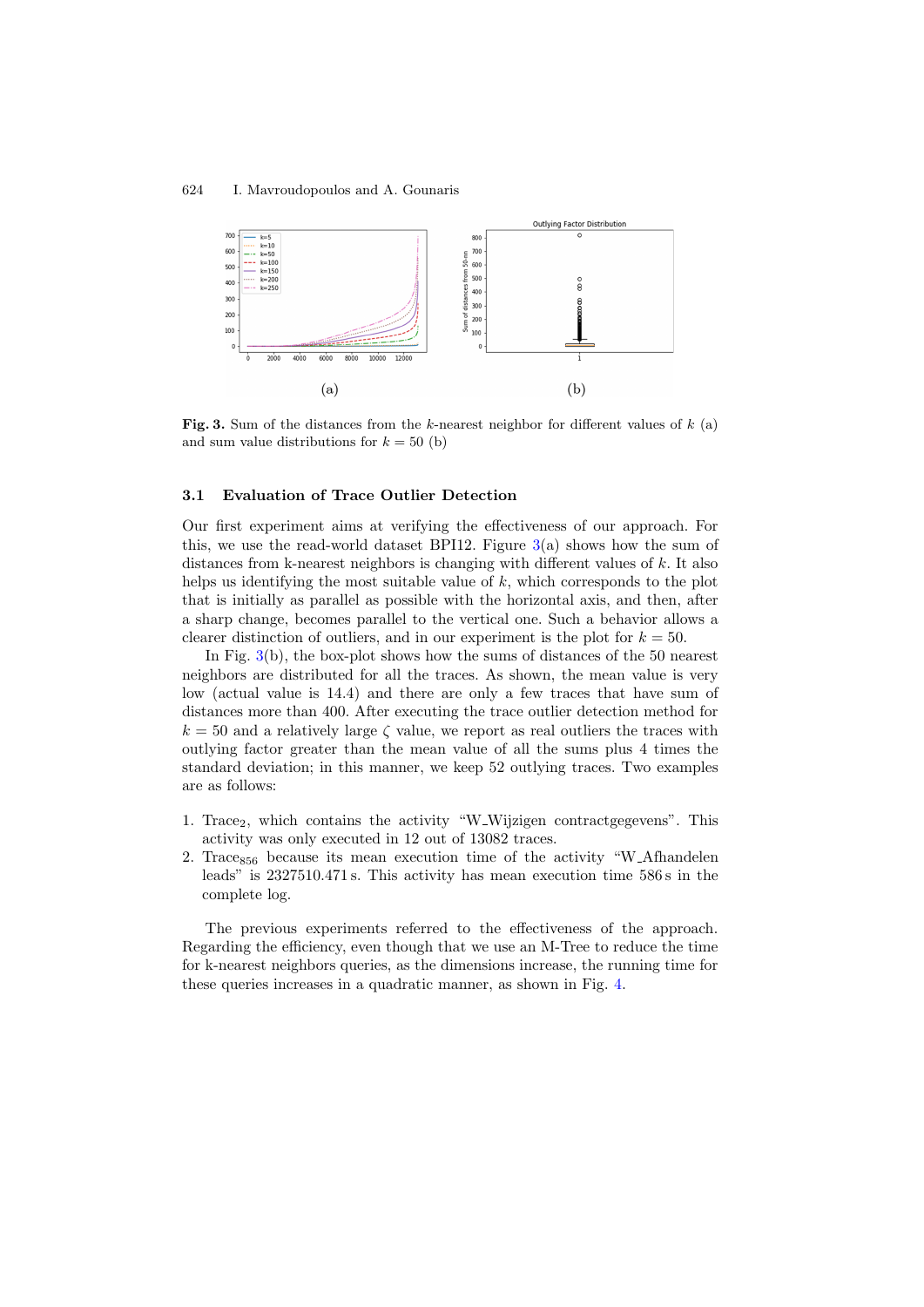Fig. 3. Sum of the distances from the $k$-nearest neighbor for different values of $k$ (a) and sum value distributions for $k = 50$ (b)

### 3.1 Evaluation of Trace Outlier Detection

Our first experiment aims at verifying the effectiveness of our approach. For this, we use the read-world dataset BPI12. Figure 3(a) shows how the sum of distances from k-nearest neighbors is changing with different values of $k$. It also helps us identifying the most suitable value of $k$, which corresponds to the plot that is initially as parallel as possible with the horizontal axis, and then, after a sharp change, becomes parallel to the vertical one. Such a behavior allows a clearer distinction of outliers, and in our experiment is the plot for $k = 50$.

In Fig. 3(b), the box-plot shows how the sums of distances of the 50 nearest neighbors are distributed for all the traces. As shown, the mean value is very low (actual value is 14.4) and there are only a few traces that have sum of distances more than 400. After executing the trace outlier detection method for $k = 50$ and a relatively large $\zeta$ value, we report as real outliers the traces with outlying factor greater than the mean value of all the sums plus 4 times the standard deviation; in this manner, we keep 52 outlying traces. Two examples are as follows:

1. $\text{Trace}_2$, which contains the activity "W_Wijzigen contractgegevens". This activity was only executed in 12 out of 13082 traces.
2. $\text{Trace}_{856}$ because its mean execution time of the activity "W_Afhandelen leads" is 2327510.471 s. This activity has mean execution time 586 s in the complete log.

The previous experiments referred to the effectiveness of the approach. Regarding the efficiency, even though that we use an M-Tree to reduce the time for k-nearest neighbors queries, as the dimensions increase, the running time for these queries increases in a quadratic manner, as shown in Fig. 4.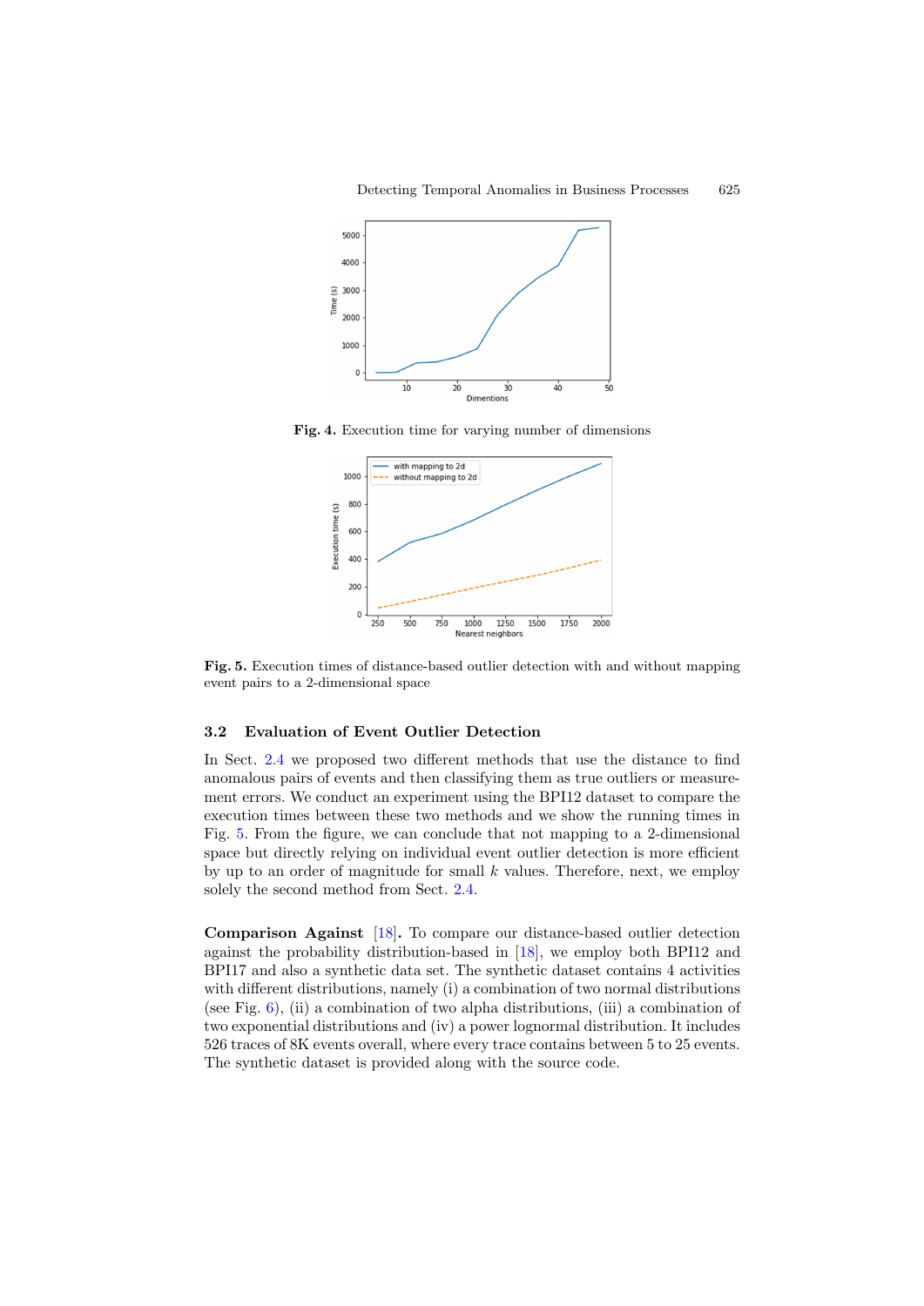**Fig. 4.** Execution time for varying number of dimensions

**Fig. 5.** Execution times of distance-based outlier detection with and without mapping event pairs to a 2-dimensional space

### 3.2 Evaluation of Event Outlier Detection

In Sect. 2.4 we proposed two different methods that use the distance to find anomalous pairs of events and then classifying them as true outliers or measurement errors. We conduct an experiment using the BPI12 dataset to compare the execution times between these two methods and we show the running times in Fig. 5. From the figure, we can conclude that not mapping to a 2-dimensional space but directly relying on individual event outlier detection is more efficient by up to an order of magnitude for small $k$ values. Therefore, next, we employ solely the second method from Sect. 2.4.

**Comparison Against** [18]**.** To compare our distance-based outlier detection against the probability distribution-based in [18], we employ both BPI12 and BPI17 and also a synthetic data set. The synthetic dataset contains 4 activities with different distributions, namely (i) a combination of two normal distributions (see Fig. 6), (ii) a combination of two alpha distributions, (iii) a combination of two exponential distributions and (iv) a power lognormal distribution. It includes 526 traces of 8K events overall, where every trace contains between 5 to 25 events. The synthetic dataset is provided along with the source code.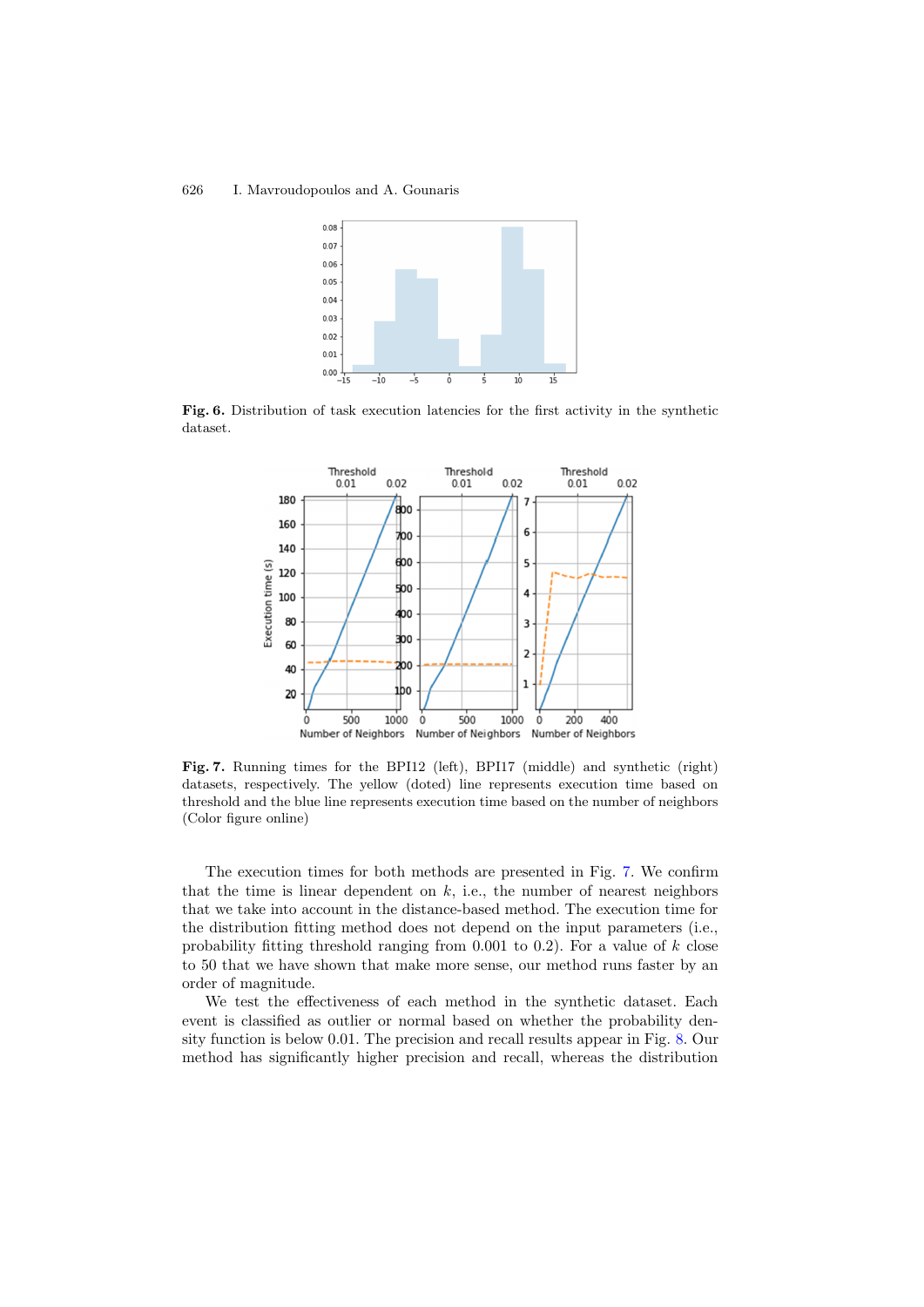**Fig. 6.** Distribution of task execution latencies for the first activity in the synthetic dataset.

**Fig. 7.** Running times for the BPI12 (left), BPI17 (middle) and synthetic (right) datasets, respectively. The yellow (doted) line represents execution time based on threshold and the blue line represents execution time based on the number of neighbors (Color figure online)

The execution times for both methods are presented in Fig. 7. We confirm that the time is linear dependent on $k$, i.e., the number of nearest neighbors that we take into account in the distance-based method. The execution time for the distribution fitting method does not depend on the input parameters (i.e., probability fitting threshold ranging from 0.001 to 0.2). For a value of $k$ close to 50 that we have shown that make more sense, our method runs faster by an order of magnitude.

We test the effectiveness of each method in the synthetic dataset. Each event is classified as outlier or normal based on whether the probability density function is below 0.01. The precision and recall results appear in Fig. 8. Our method has significantly higher precision and recall, whereas the distribution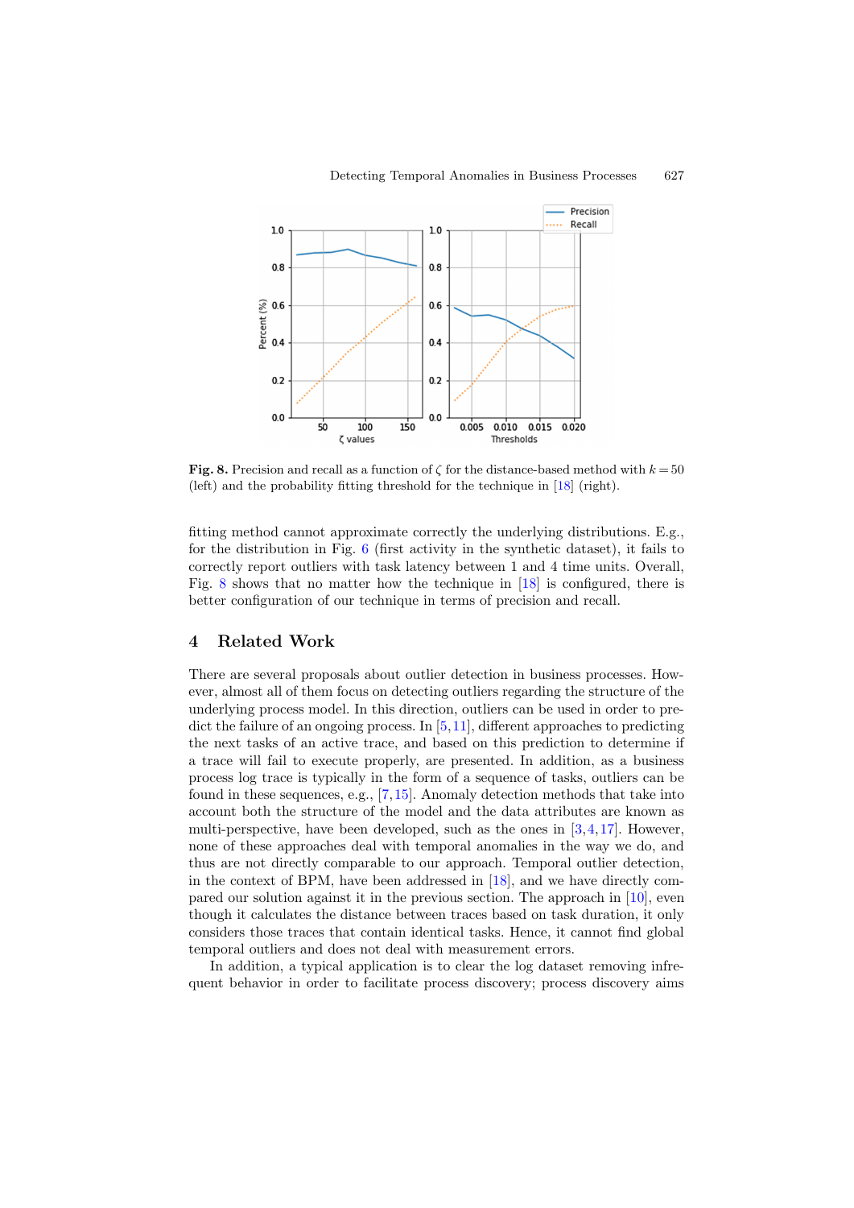Fig. 8. Precision and recall as a function of $\zeta$ for the distance-based method with $k = 50$ (left) and the probability fitting threshold for the technique in [18] (right).

fitting method cannot approximate correctly the underlying distributions. E.g., for the distribution in Fig. 6 (first activity in the synthetic dataset), it fails to correctly report outliers with task latency between 1 and 4 time units. Overall, Fig. 8 shows that no matter how the technique in [18] is configured, there is better configuration of our technique in terms of precision and recall.

## 4 Related Work

There are several proposals about outlier detection in business processes. However, almost all of them focus on detecting outliers regarding the structure of the underlying process model. In this direction, outliers can be used in order to predict the failure of an ongoing process. In [5,11], different approaches to predicting the next tasks of an active trace, and based on this prediction to determine if a trace will fail to execute properly, are presented. In addition, as a business process log trace is typically in the form of a sequence of tasks, outliers can be found in these sequences, e.g., [7,15]. Anomaly detection methods that take into account both the structure of the model and the data attributes are known as multi-perspective, have been developed, such as the ones in [3,4,17]. However, none of these approaches deal with temporal anomalies in the way we do, and thus are not directly comparable to our approach. Temporal outlier detection, in the context of BPM, have been addressed in [18], and we have directly compared our solution against it in the previous section. The approach in [10], even though it calculates the distance between traces based on task duration, it only considers those traces that contain identical tasks. Hence, it cannot find global temporal outliers and does not deal with measurement errors.

In addition, a typical application is to clear the log dataset removing infrequent behavior in order to facilitate process discovery; process discovery aims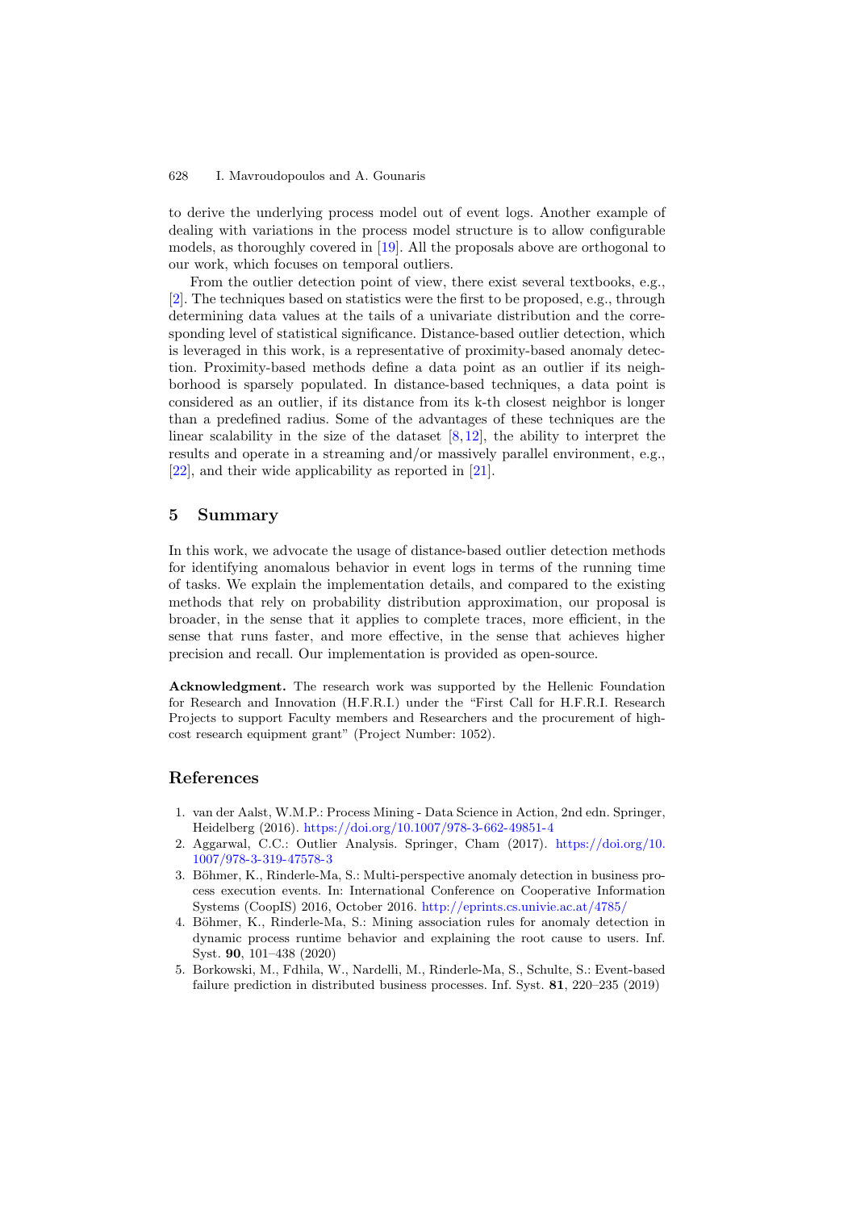to derive the underlying process model out of event logs. Another example of dealing with variations in the process model structure is to allow configurable models, as thoroughly covered in [19]. All the proposals above are orthogonal to our work, which focuses on temporal outliers.

From the outlier detection point of view, there exist several textbooks, e.g., [2]. The techniques based on statistics were the first to be proposed, e.g., through determining data values at the tails of a univariate distribution and the corresponding level of statistical significance. Distance-based outlier detection, which is leveraged in this work, is a representative of proximity-based anomaly detection. Proximity-based methods define a data point as an outlier if its neighborhood is sparsely populated. In distance-based techniques, a data point is considered as an outlier, if its distance from its k-th closest neighbor is longer than a predefined radius. Some of the advantages of these techniques are the linear scalability in the size of the dataset [8,12], the ability to interpret the results and operate in a streaming and/or massively parallel environment, e.g., [22], and their wide applicability as reported in [21].

## 5 Summary

In this work, we advocate the usage of distance-based outlier detection methods for identifying anomalous behavior in event logs in terms of the running time of tasks. We explain the implementation details, and compared to the existing methods that rely on probability distribution approximation, our proposal is broader, in the sense that it applies to complete traces, more efficient, in the sense that runs faster, and more effective, in the sense that achieves higher precision and recall. Our implementation is provided as open-source.

**Acknowledgment.** The research work was supported by the Hellenic Foundation for Research and Innovation (H.F.R.I.) under the "First Call for H.F.R.I. Research Projects to support Faculty members and Researchers and the procurement of high-cost research equipment grant" (Project Number: 1052).

## References

1. van der Aalst, W.M.P.: Process Mining - Data Science in Action, 2nd edn. Springer, Heidelberg (2016). https://doi.org/10.1007/978-3-662-49851-4
2. Aggarwal, C.C.: Outlier Analysis. Springer, Cham (2017). https://doi.org/10.1007/978-3-319-47578-3
3. Böhmer, K., Rinderle-Ma, S.: Multi-perspective anomaly detection in business process execution events. In: International Conference on Cooperative Information Systems (CoopIS) 2016, October 2016. http://eprints.cs.univie.ac.at/4785/
4. Böhmer, K., Rinderle-Ma, S.: Mining association rules for anomaly detection in dynamic process runtime behavior and explaining the root cause to users. Inf. Syst. **90**, 101–438 (2020)
5. Borkowski, M., Fdhila, W., Nardelli, M., Rinderle-Ma, S., Schulte, S.: Event-based failure prediction in distributed business processes. Inf. Syst. **81**, 220–235 (2019)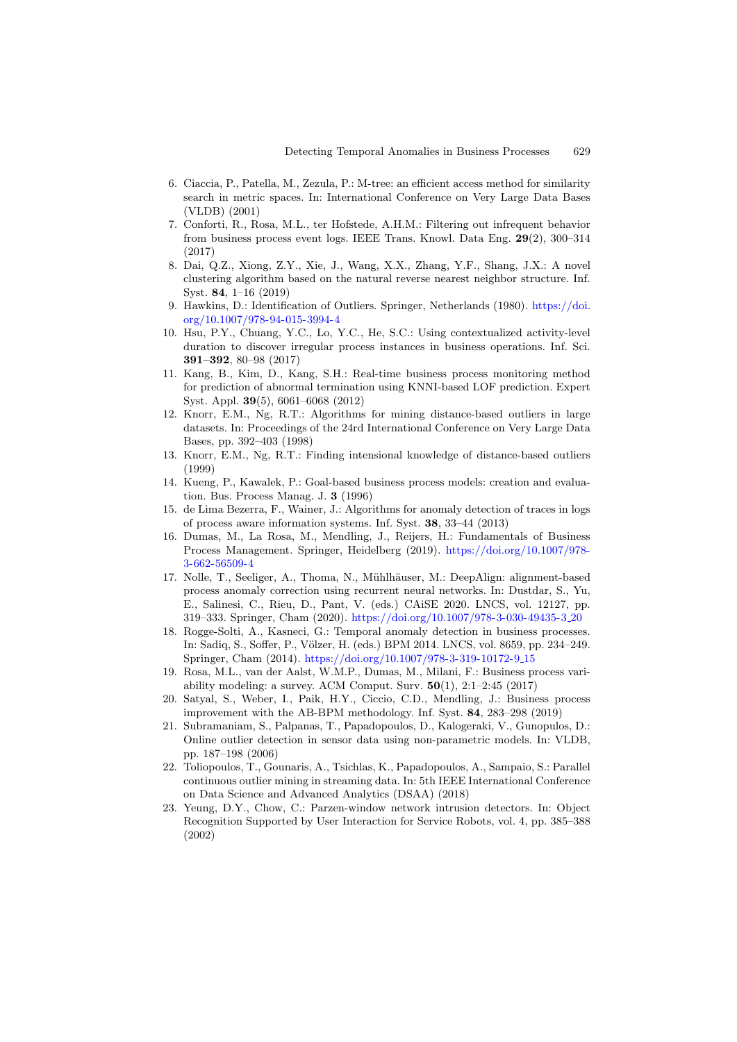6. Ciaccia, P., Patella, M., Zezula, P.: M-tree: an efficient access method for similarity search in metric spaces. In: International Conference on Very Large Data Bases (VLDB) (2001)
7. Conforti, R., Rosa, M.L., ter Hofstede, A.H.M.: Filtering out infrequent behavior from business process event logs. IEEE Trans. Knowl. Data Eng. **29**(2), 300–314 (2017)
8. Dai, Q.Z., Xiong, Z.Y., Xie, J., Wang, X.X., Zhang, Y.F., Shang, J.X.: A novel clustering algorithm based on the natural reverse nearest neighbor structure. Inf. Syst. **84**, 1–16 (2019)
9. Hawkins, D.: Identification of Outliers. Springer, Netherlands (1980). https://doi.org/10.1007/978-94-015-3994-4
10. Hsu, P.Y., Chuang, Y.C., Lo, Y.C., He, S.C.: Using contextualized activity-level duration to discover irregular process instances in business operations. Inf. Sci. **391–392**, 80–98 (2017)
11. Kang, B., Kim, D., Kang, S.H.: Real-time business process monitoring method for prediction of abnormal termination using KNNI-based LOF prediction. Expert Syst. Appl. **39**(5), 6061–6068 (2012)
12. Knorr, E.M., Ng, R.T.: Algorithms for mining distance-based outliers in large datasets. In: Proceedings of the 24rd International Conference on Very Large Data Bases, pp. 392–403 (1998)
13. Knorr, E.M., Ng, R.T.: Finding intensional knowledge of distance-based outliers (1999)
14. Kueng, P., Kawalek, P.: Goal-based business process models: creation and evaluation. Bus. Process Manag. J. **3** (1996)
15. de Lima Bezerra, F., Wainer, J.: Algorithms for anomaly detection of traces in logs of process aware information systems. Inf. Syst. **38**, 33–44 (2013)
16. Dumas, M., La Rosa, M., Mendling, J., Reijers, H.: Fundamentals of Business Process Management. Springer, Heidelberg (2019). https://doi.org/10.1007/978-3-662-56509-4
17. Nolle, T., Seeliger, A., Thoma, N., Mühlhäuser, M.: DeepAlign: alignment-based process anomaly correction using recurrent neural networks. In: Dustdar, S., Yu, E., Salinesi, C., Rieu, D., Pant, V. (eds.) CAiSE 2020. LNCS, vol. 12127, pp. 319–333. Springer, Cham (2020). https://doi.org/10.1007/978-3-030-49435-3_20
18. Rogge-Solti, A., Kasneci, G.: Temporal anomaly detection in business processes. In: Sadiq, S., Soffer, P., Völzer, H. (eds.) BPM 2014. LNCS, vol. 8659, pp. 234–249. Springer, Cham (2014). https://doi.org/10.1007/978-3-319-10172-9_15
19. Rosa, M.L., van der Aalst, W.M.P., Dumas, M., Milani, F.: Business process variability modeling: a survey. ACM Comput. Surv. **50**(1), 2:1–2:45 (2017)
20. Satyal, S., Weber, I., Paik, H.Y., Ciccio, C.D., Mendling, J.: Business process improvement with the AB-BPM methodology. Inf. Syst. **84**, 283–298 (2019)
21. Subramaniam, S., Palpanas, T., Papadopoulos, D., Kalogeraki, V., Gunopulos, D.: Online outlier detection in sensor data using non-parametric models. In: VLDB, pp. 187–198 (2006)
22. Toliopoulos, T., Gounaris, A., Tsichlas, K., Papadopoulos, A., Sampaio, S.: Parallel continuous outlier mining in streaming data. In: 5th IEEE International Conference on Data Science and Advanced Analytics (DSAA) (2018)
23. Yeung, D.Y., Chow, C.: Parzen-window network intrusion detectors. In: Object Recognition Supported by User Interaction for Service Robots, vol. 4, pp. 385–388 (2002)